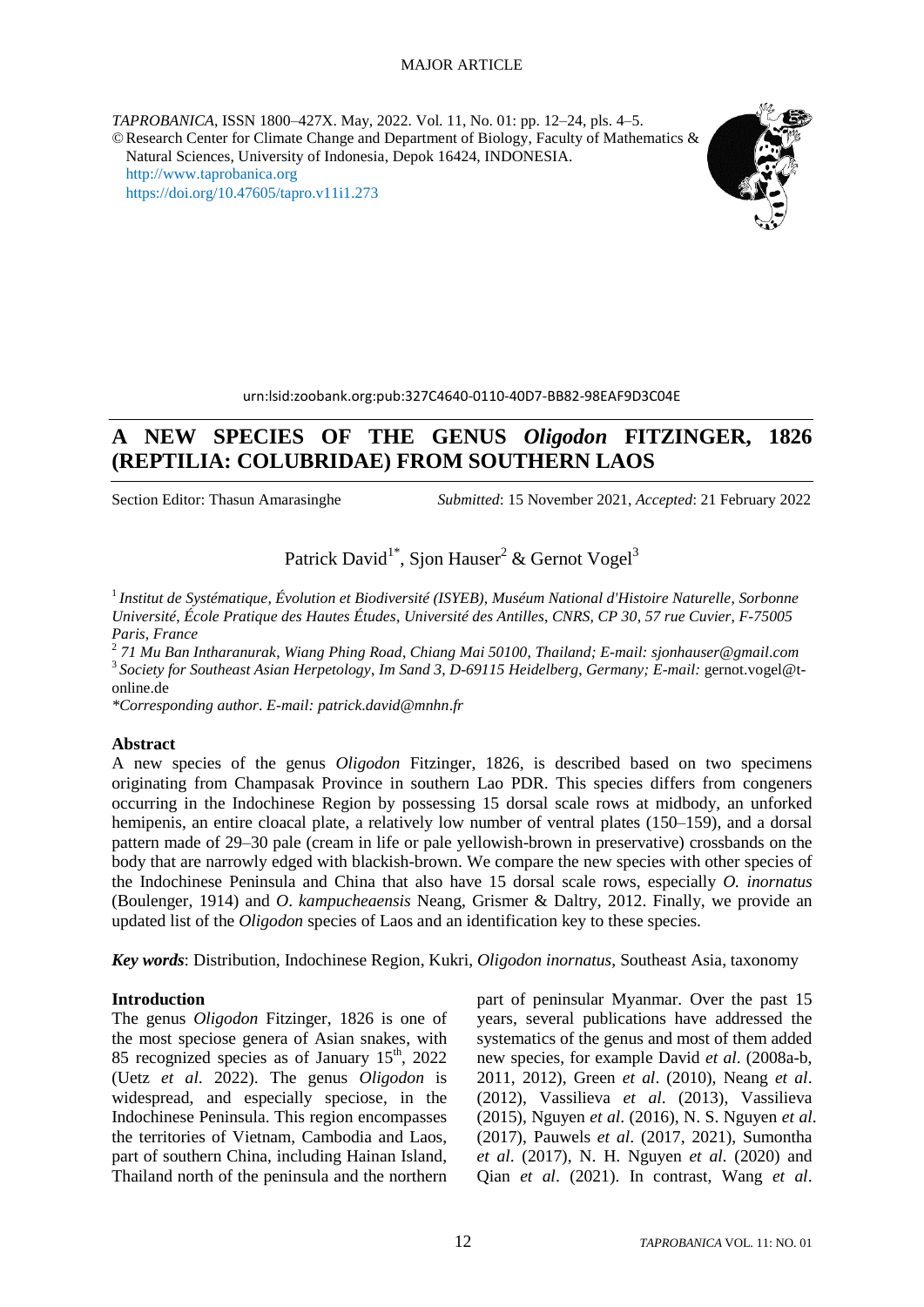MAJOR ARTICLE

*TAPROBANICA*, ISSN 1800–427X. May, 2022. Vol. 11, No. 01: pp. 12–24, pls. 4–5.
© Research Center for Climate Change and Department of Biology, Faculty of Mathematics & Natural Sciences, University of Indonesia, Depok 16424, INDONESIA.
http://www.taprobanica.org
https://doi.org/10.47605/tapro.v11i1.273

urn:lsid:zoobank.org:pub:327C4640-0110-40D7-BB82-98EAF9D3C04E

# A NEW SPECIES OF THE GENUS *Oligodon* FITZINGER, 1826 (REPTILIA: COLUBRIDAE) FROM SOUTHERN LAOS

Section Editor: Thasun Amarasinghe

*Submitted*: 15 November 2021, *Accepted*: 21 February 2022

Patrick David[1*], Sjon Hauser[2] & Gernot Vogel[3]

[1] *Institut de Systématique, Évolution et Biodiversité (ISYEB), Muséum National d'Histoire Naturelle, Sorbonne Université, École Pratique des Hautes Études, Université des Antilles, CNRS, CP 30, 57 rue Cuvier, F-75005 Paris, France*

[2] *71 Mu Ban Intharanurak, Wiang Phing Road, Chiang Mai 50100, Thailand; E-mail: sjonhauser@gmail.com*

[3] *Society for Southeast Asian Herpetology, Im Sand 3, D-69115 Heidelberg, Germany; E-mail:* gernot.vogel@t-online.de

*\*Corresponding author. E-mail: patrick.david@mnhn.fr*

## Abstract

A new species of the genus *Oligodon* Fitzinger, 1826, is described based on two specimens originating from Champasak Province in southern Lao PDR. This species differs from congeners occurring in the Indochinese Region by possessing 15 dorsal scale rows at midbody, an unforked hemipenis, an entire cloacal plate, a relatively low number of ventral plates (150–159), and a dorsal pattern made of 29–30 pale (cream in life or pale yellowish-brown in preservative) crossbands on the body that are narrowly edged with blackish-brown. We compare the new species with other species of the Indochinese Peninsula and China that also have 15 dorsal scale rows, especially *O. inornatus* (Boulenger, 1914) and *O. kampucheaensis* Neang, Grismer & Daltry, 2012. Finally, we provide an updated list of the *Oligodon* species of Laos and an identification key to these species.

***Key words***: Distribution, Indochinese Region, Kukri, *Oligodon inornatus*, Southeast Asia, taxonomy

## Introduction

The genus *Oligodon* Fitzinger, 1826 is one of the most speciose genera of Asian snakes, with 85 recognized species as of January 15th, 2022 (Uetz *et al.* 2022). The genus *Oligodon* is widespread, and especially speciose, in the Indochinese Peninsula. This region encompasses the territories of Vietnam, Cambodia and Laos, part of southern China, including Hainan Island, Thailand north of the peninsula and the northern part of peninsular Myanmar. Over the past 15 years, several publications have addressed the systematics of the genus and most of them added new species, for example David *et al*. (2008a-b, 2011, 2012), Green *et al*. (2010), Neang *et al*. (2012), Vassilieva *et al*. (2013), Vassilieva (2015), Nguyen *et al*. (2016), N. S. Nguyen *et al*. (2017), Pauwels *et al*. (2017, 2021), Sumontha *et al*. (2017), N. H. Nguyen *et al.* (2020) and Qian *et al*. (2021). In contrast, Wang *et al*.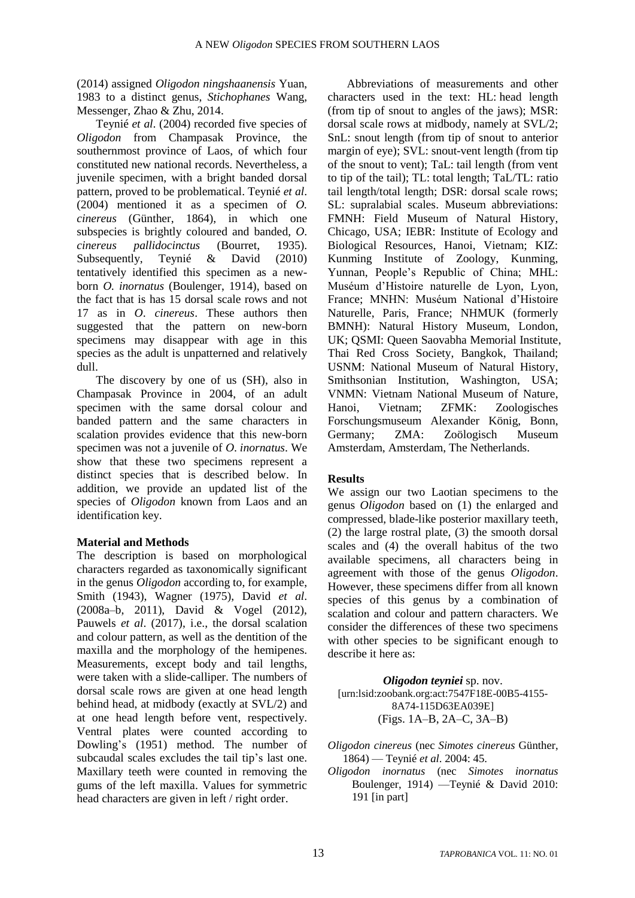(2014) assigned *Oligodon ningshaanensis* Yuan, 1983 to a distinct genus, *Stichophanes* Wang, Messenger, Zhao & Zhu, 2014.

Teynié *et al*. (2004) recorded five species of *Oligodon* from Champasak Province, the southernmost province of Laos, of which four constituted new national records. Nevertheless, a juvenile specimen, with a bright banded dorsal pattern, proved to be problematical. Teynié *et al*. (2004) mentioned it as a specimen of *O. cinereus* (Günther, 1864), in which one subspecies is brightly coloured and banded, *O. cinereus pallidocinctus* (Bourret, 1935). Subsequently, Teynié & David (2010) tentatively identified this specimen as a new-born *O. inornatus* (Boulenger, 1914), based on the fact that is has 15 dorsal scale rows and not 17 as in *O*. *cinereus*. These authors then suggested that the pattern on new-born specimens may disappear with age in this species as the adult is unpatterned and relatively dull.

The discovery by one of us (SH), also in Champasak Province in 2004, of an adult specimen with the same dorsal colour and banded pattern and the same characters in scalation provides evidence that this new-born specimen was not a juvenile of *O. inornatus*. We show that these two specimens represent a distinct species that is described below. In addition, we provide an updated list of the species of *Oligodon* known from Laos and an identification key.

**Material and Methods**

The description is based on morphological characters regarded as taxonomically significant in the genus *Oligodon* according to, for example, Smith (1943), Wagner (1975), David *et al*. (2008a–b, 2011), David & Vogel (2012), Pauwels *et al*. (2017), i.e., the dorsal scalation and colour pattern, as well as the dentition of the maxilla and the morphology of the hemipenes. Measurements, except body and tail lengths, were taken with a slide-calliper. The numbers of dorsal scale rows are given at one head length behind head, at midbody (exactly at SVL/2) and at one head length before vent, respectively. Ventral plates were counted according to Dowling's (1951) method. The number of subcaudal scales excludes the tail tip's last one. Maxillary teeth were counted in removing the gums of the left maxilla. Values for symmetric head characters are given in left / right order.

Abbreviations of measurements and other characters used in the text: HL: head length (from tip of snout to angles of the jaws); MSR: dorsal scale rows at midbody, namely at SVL/2; SnL: snout length (from tip of snout to anterior margin of eye); SVL: snout-vent length (from tip of the snout to vent); TaL: tail length (from vent to tip of the tail); TL: total length; TaL/TL: ratio tail length/total length; DSR: dorsal scale rows; SL: supralabial scales. Museum abbreviations: FMNH: Field Museum of Natural History, Chicago, USA; IEBR: Institute of Ecology and Biological Resources, Hanoi, Vietnam; KIZ: Kunming Institute of Zoology, Kunming, Yunnan, People's Republic of China; MHL: Muséum d'Histoire naturelle de Lyon, Lyon, France; MNHN: Muséum National d'Histoire Naturelle, Paris, France; NHMUK (formerly BMNH): Natural History Museum, London, UK; QSMI: Queen Saovabha Memorial Institute, Thai Red Cross Society, Bangkok, Thailand; USNM: National Museum of Natural History, Smithsonian Institution, Washington, USA; VNMN: Vietnam National Museum of Nature, Hanoi, Vietnam; ZFMK: Zoologisches Forschungsmuseum Alexander König, Bonn, Germany; ZMA: Zoölogisch Museum Amsterdam, Amsterdam, The Netherlands.

**Results**

We assign our two Laotian specimens to the genus *Oligodon* based on (1) the enlarged and compressed, blade-like posterior maxillary teeth, (2) the large rostral plate, (3) the smooth dorsal scales and (4) the overall habitus of the two available specimens, all characters being in agreement with those of the genus *Oligodon*. However, these specimens differ from all known species of this genus by a combination of scalation and colour and pattern characters. We consider the differences of these two specimens with other species to be significant enough to describe it here as:

***Oligodon teyniei*** sp. nov.
[urn:lsid:zoobank.org:act:7547F18E-00B5-4155-8A74-115D63EA039E]
(Figs. 1A–B, 2A–C, 3A–B)

*Oligodon cinereus* (nec *Simotes cinereus* Günther, 1864) — Teynié *et al*. 2004: 45.

*Oligodon inornatus* (nec *Simotes inornatus* Boulenger, 1914) —Teynié & David 2010: 191 [in part]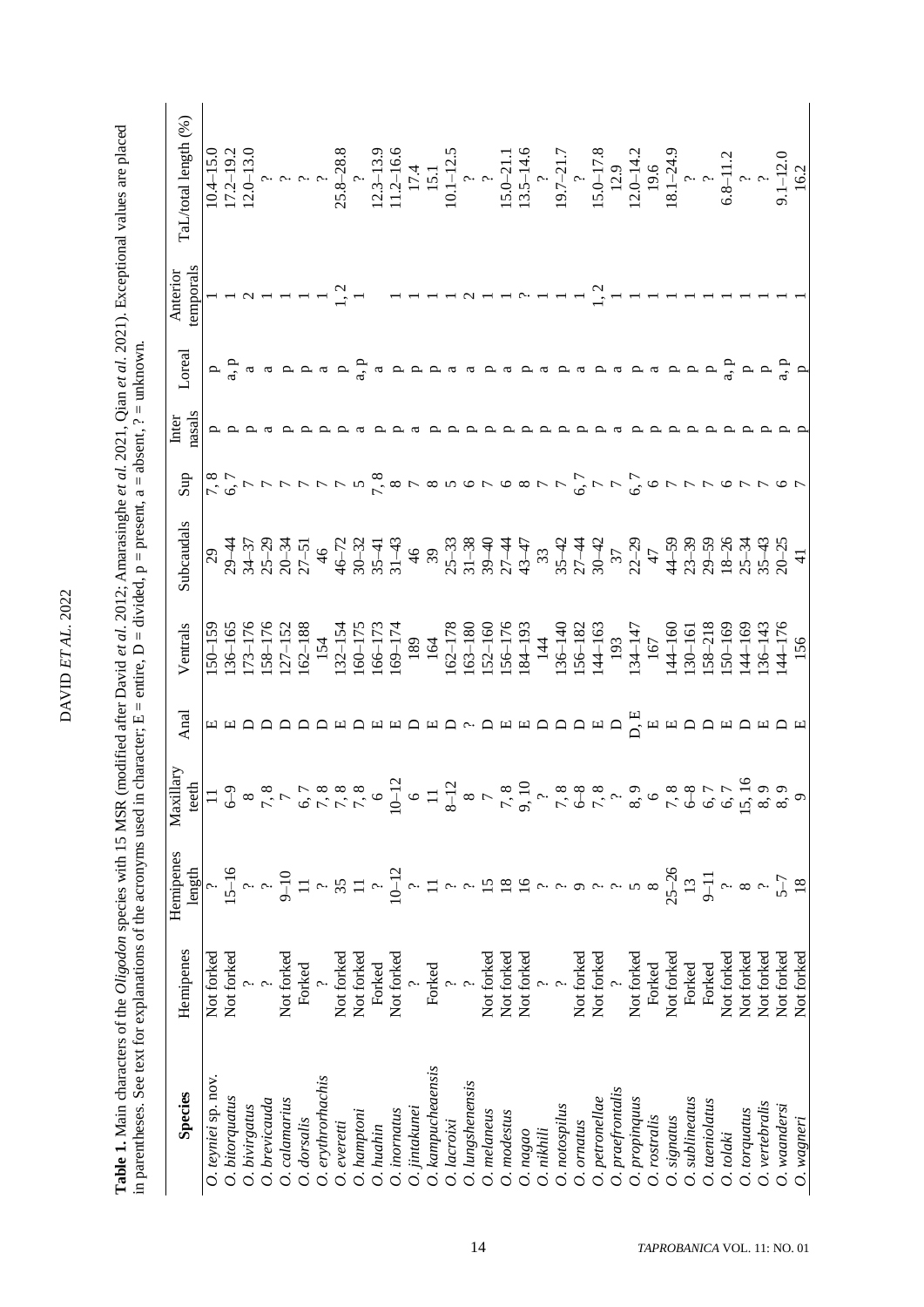**Table 1.** Main characters of the *Oligodon* species with 15 MSR (modified after David *et al*. 2012; Amarasinghe *et al*. 2021, Qian *et al*. 2021). Exceptional values are placed in parentheses. See text for explanations of the acronyms used in character; E = entire, D = divided, p = present, a = absent, ? = unknown.

| Species | Hemipenes | Hemipenes length | Maxillary teeth | Anal | Ventrals | Subcaudals | Sup | Inter nasals | Loreal | Anterior temporals | TaL/total length (%) |
|---|---|---|---|---|---|---|---|---|---|---|---|
| *O. teyniei* sp. nov. | Not forked | ? | 11 | E | 150–159 | 29 | 7, 8 | p | p | 1 | 10.4–15.0 |
| *O. bitorquatus* | Not forked | 15–16 | 6–9 | E | 136–165 | 29–44 | 6, 7 | p | a, p | 1 | 17.2–19.2 |
| *O. bivirgatus* | ? | ? | 8 | D | 173–176 | 34–37 | 7 | p | a | 2 | 12.0–13.0 |
| *O. brevicauda* | ? | ? | 7, 8 | D | 158–176 | 25–29 | 7 | a | a | 1 | ? |
| *O. calamarius* | Not forked | 9–10 | 7 | D | 127–152 | 20–34 | 7 | p | a | 1 | ? |
| *O. dorsalis* | Forked | 11 | 6, 7 | D | 162–188 | 27–51 | 7 | p | p | 1 | ? |
| *O. erythrorhachis* | ? | ? | 7, 8 | D | 154 | 46 | 7 | p | a | 1 | ? |
| *O. everetti* | Not forked | 35 | 7, 8 | E | 132–154 | 46–72 | 7 | p | p | 1, 2 | 25.8–28.8 |
| *O. hamptoni* | Not forked | 11 | 7, 8 | D | 160–175 | 30–32 | 5 | a | a, p | 1 | ? |
| *O. huahin* | Forked | ? | 6 | E | 166–173 | 35–41 | 7, 8 | p | a |  | 12.3–13.9 |
| *O. inornatus* | Not forked | 10–12 | 10–12 | E | 169–174 | 31–43 | 8 | p | p | 1 | 11.2–16.6 |
| *O. jintakunei* | ? | ? | 6 | D | 189 | 46 | 7 | a | p | 1 | 17.4 |
| *O. kampucheaensis* | Forked | 11 | 11 | E | 164 | 39 | 8 | p | p | 1 | 15.1 |
| *O. lacroixi* | ? | ? | 8–12 | D | 162–178 | 25–33 | 5 | p | a | 1 | 10.1–12.5 |
| *O. lungshenensis* | ? | ? | 8 | ? | 163–180 | 31–38 | 6 | p | a | 2 | ? |
| *O. melaneus* | Not forked | 15 | 7 | D | 152–160 | 39–40 | 7 | p | p | 1 | ? |
| *O. modestus* | Not forked | 18 | 7, 8 | E | 156–176 | 27–44 | 6 | p | a | 1 | 15.0–21.1 |
| *O. nagao* | Not forked | 16 | 9, 10 | E | 184–193 | 43–47 | 8 | p | p | ? | 13.5–14.6 |
| *O. nikhili* | ? | ? | ? | D | 144 | 33 | 7 | p | a | 1 | ? |
| *O. notospilus* | ? | ? | 7, 8 | D | 136–140 | 35–42 | 7 | p | p | 1 | 19.7–21.7 |
| *O. ornatus* | Not forked | 9 | 6–8 | D | 156–182 | 27–44 | 6, 7 | p | a | 1 | ? |
| *O. petronellae* | Not forked | ? | 7, 8 | E | 144–163 | 30–42 | 7 | p | p | 1, 2 | 15.0–17.8 |
| *O. praefrontalis* | ? | ? | ? | D | 193 | 37 | 7 | a | a | 1 | 12.9 |
| *O. propinquus* | Not forked | 5 | 8, 9 | D, E | 134–147 | 22–29 | 6, 7 | p | p | 1 | 12.0–14.2 |
| *O. rostralis* | Forked | 8 | 6 | E | 167 | 47 | 6 | p | a | 1 | 19.6 |
| *O. signatus* | Not forked | 25–26 | 7, 8 | E | 144–160 | 44–59 | 7 | p | p | 1 | 18.1–24.9 |
| *O. sublineatus* | Forked | 13 | 6–8 | D | 130–161 | 23–39 | 7 | p | p | 1 | ? |
| *O. taeniolatus* | Forked | 9–11 | 6, 7 | D | 158–218 | 29–59 | 7 | p | p | 1 | ? |
| *O. tolaki* | Not forked | ? | 6, 7 | E | 150–169 | 18–26 | 6 | p | a, p | 1 | 6.8–11.2 |
| *O. torquatus* | Not forked | 8 | 15, 16 | D | 144–169 | 25–34 | 7 | p | p | 1 | ? |
| *O. vertebralis* | Not forked | ? | 8, 9 | E | 136–143 | 35–43 | 7 | p | p | 1 | ? |
| *O. waandersi* | Not forked | 5–7 | 8, 9 | D | 144–176 | 20–25 | 6 | p | a, p | 1 | 9.1–12.0 |
| *O. wagneri* | Not forked | 18 | 9 | E | 156 | 41 | 7 | p | p | 1 | 16.2 |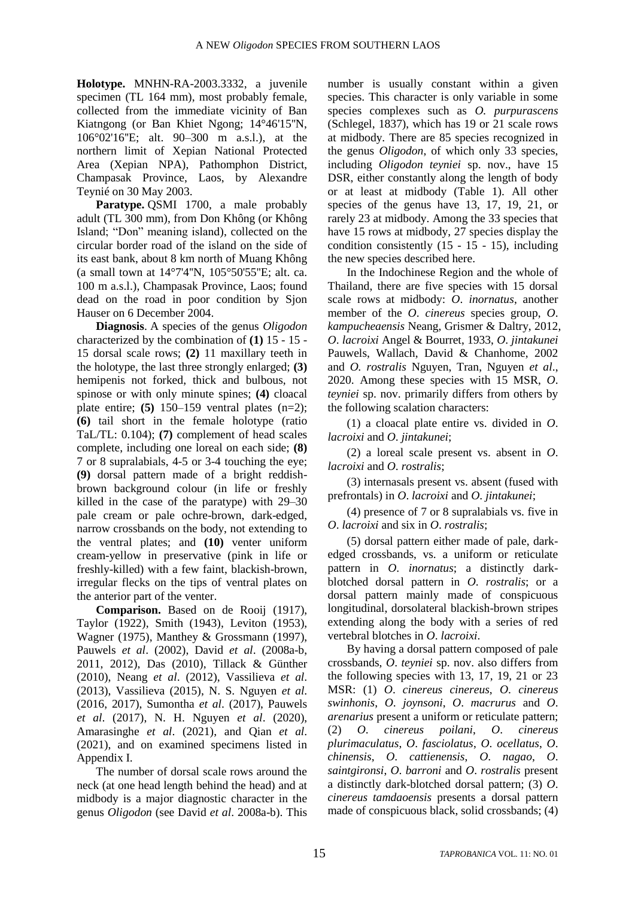**Holotype.** MNHN-RA-2003.3332, a juvenile specimen (TL 164 mm), most probably female, collected from the immediate vicinity of Ban Kiatngong (or Ban Khiet Ngong; 14°46'15"N, 106°02'16"E; alt. 90–300 m a.s.l.), at the northern limit of Xepian National Protected Area (Xepian NPA), Pathomphon District, Champasak Province, Laos, by Alexandre Teynié on 30 May 2003.

**Paratype.** QSMI 1700, a male probably adult (TL 300 mm), from Don Không (or Không Island; "Don" meaning island), collected on the circular border road of the island on the side of its east bank, about 8 km north of Muang Không (a small town at 14°7'4"N, 105°50'55"E; alt. ca. 100 m a.s.l.), Champasak Province, Laos; found dead on the road in poor condition by Sjon Hauser on 6 December 2004.

**Diagnosis**. A species of the genus *Oligodon* characterized by the combination of **(1)** 15 - 15 - 15 dorsal scale rows; **(2)** 11 maxillary teeth in the holotype, the last three strongly enlarged; **(3)** hemipenis not forked, thick and bulbous, not spinose or with only minute spines; **(4)** cloacal plate entire; **(5)** 150–159 ventral plates (n=2); **(6)** tail short in the female holotype (ratio TaL/TL: 0.104); **(7)** complement of head scales complete, including one loreal on each side; **(8)** 7 or 8 supralabials, 4-5 or 3-4 touching the eye; **(9)** dorsal pattern made of a bright reddish-brown background colour (in life or freshly killed in the case of the paratype) with 29–30 pale cream or pale ochre-brown, dark-edged, narrow crossbands on the body, not extending to the ventral plates; and **(10)** venter uniform cream-yellow in preservative (pink in life or freshly-killed) with a few faint, blackish-brown, irregular flecks on the tips of ventral plates on the anterior part of the venter.

**Comparison.** Based on de Rooij (1917), Taylor (1922), Smith (1943), Leviton (1953), Wagner (1975), Manthey & Grossmann (1997), Pauwels *et al*. (2002), David *et al*. (2008a-b, 2011, 2012), Das (2010), Tillack & Günther (2010), Neang *et al*. (2012), Vassilieva *et al*. (2013), Vassilieva (2015), N. S. Nguyen *et al*. (2016, 2017), Sumontha *et al*. (2017), Pauwels *et al*. (2017), N. H. Nguyen *et al*. (2020), Amarasinghe *et al*. (2021), and Qian *et al*. (2021), and on examined specimens listed in Appendix I.

The number of dorsal scale rows around the neck (at one head length behind the head) and at midbody is a major diagnostic character in the genus *Oligodon* (see David *et al*. 2008a-b). This number is usually constant within a given species. This character is only variable in some species complexes such as *O. purpurascens* (Schlegel, 1837), which has 19 or 21 scale rows at midbody. There are 85 species recognized in the genus *Oligodon*, of which only 33 species, including *Oligodon teyniei* sp. nov., have 15 DSR, either constantly along the length of body or at least at midbody (Table 1). All other species of the genus have 13, 17, 19, 21, or rarely 23 at midbody. Among the 33 species that have 15 rows at midbody, 27 species display the condition consistently (15 - 15 - 15), including the new species described here.

In the Indochinese Region and the whole of Thailand, there are five species with 15 dorsal scale rows at midbody: *O. inornatus*, another member of the *O. cinereus* species group, *O. kampucheaensis* Neang, Grismer & Daltry, 2012, *O. lacroixi* Angel & Bourret, 1933, *O. jintakunei* Pauwels, Wallach, David & Chanhome, 2002 and *O. rostralis* Nguyen, Tran, Nguyen *et al*., 2020. Among these species with 15 MSR, *O. teyniei* sp. nov. primarily differs from others by the following scalation characters:

(1) a cloacal plate entire vs. divided in *O. lacroixi* and *O. jintakunei*;

(2) a loreal scale present vs. absent in *O. lacroixi* and *O. rostralis*;

(3) internasals present vs. absent (fused with prefrontals) in *O. lacroixi* and *O. jintakunei*;

(4) presence of 7 or 8 supralabials vs. five in *O. lacroixi* and six in *O. rostralis*;

(5) dorsal pattern either made of pale, dark-edged crossbands, vs. a uniform or reticulate pattern in *O. inornatus*; a distinctly dark-blotched dorsal pattern in *O. rostralis*; or a dorsal pattern mainly made of conspicuous longitudinal, dorsolateral blackish-brown stripes extending along the body with a series of red vertebral blotches in *O. lacroixi*.

By having a dorsal pattern composed of pale crossbands, *O. teyniei* sp. nov. also differs from the following species with 13, 17, 19, 21 or 23 MSR: (1) *O. cinereus cinereus*, *O. cinereus swinhonis*, *O. joynsoni*, *O. macrurus* and *O. arenarius* present a uniform or reticulate pattern; (2) *O. cinereus poilani*, *O. cinereus plurimaculatus*, *O. fasciolatus*, *O. ocellatus*, *O. chinensis*, *O. cattienensis*, *O. nagao*, *O. saintgironsi*, *O. barroni* and *O. rostralis* present a distinctly dark-blotched dorsal pattern; (3) *O. cinereus tamdaoensis* presents a dorsal pattern made of conspicuous black, solid crossbands; (4)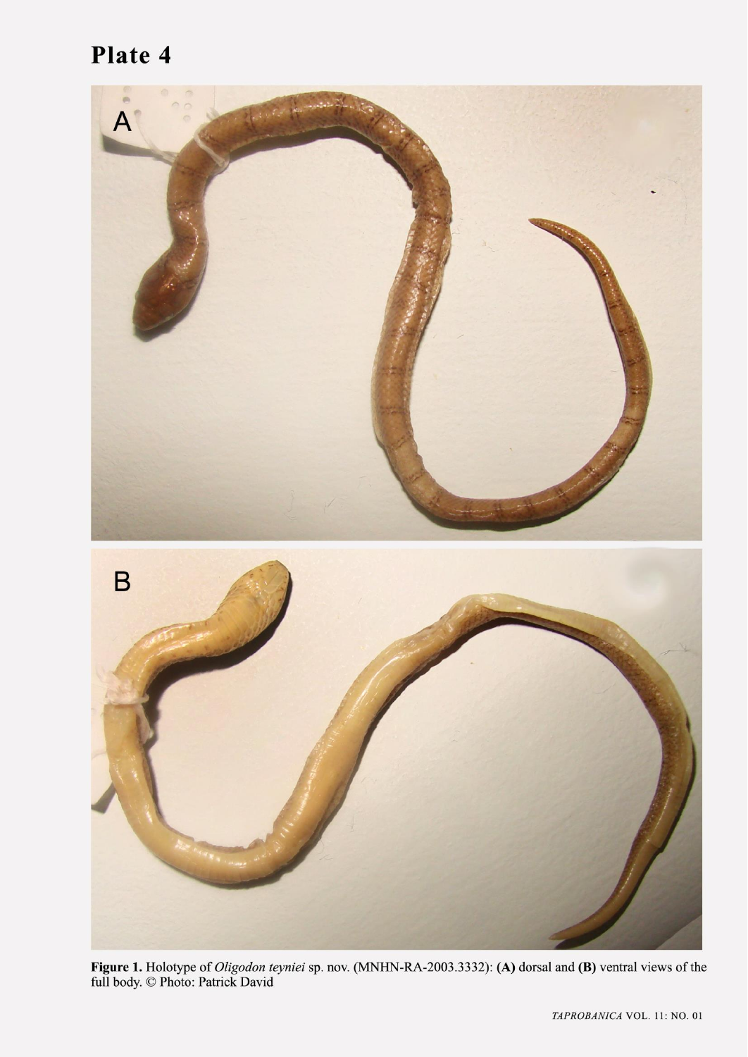# Plate 4

**Figure 1.** Holotype of *Oligodon teyniei* sp. nov. (MNHN-RA-2003.3332): **(A)** dorsal and **(B)** ventral views of the full body. © Photo: Patrick David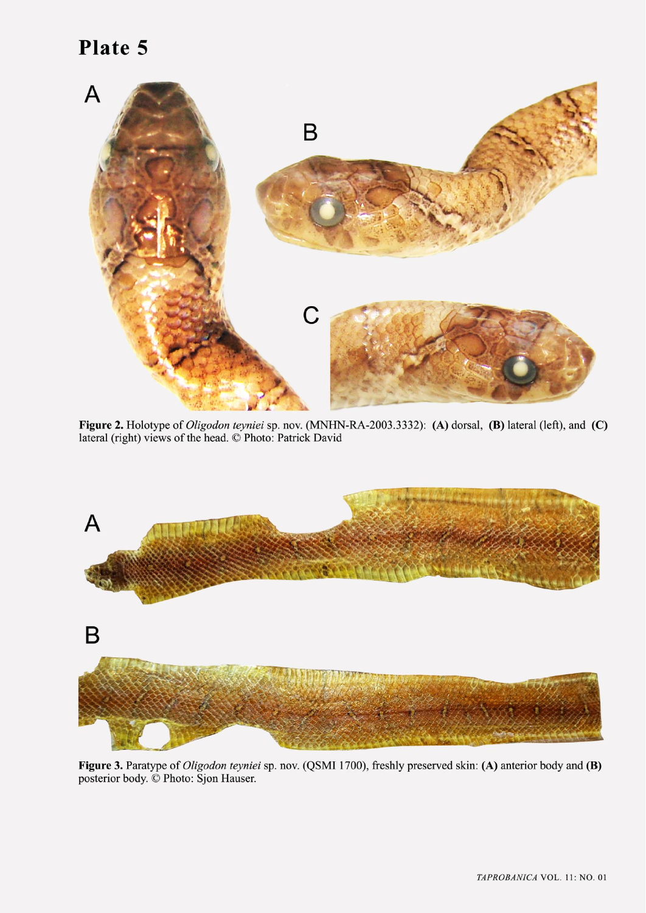# Plate 5

**Figure 2.** Holotype of *Oligodon teyniei* sp. nov. (MNHN-RA-2003.3332): **(A)** dorsal, **(B)** lateral (left), and **(C)** lateral (right) views of the head. © Photo: Patrick David

**Figure 3.** Paratype of *Oligodon teyniei* sp. nov. (QSMI 1700), freshly preserved skin: **(A)** anterior body and **(B)** posterior body. © Photo: Sjon Hauser.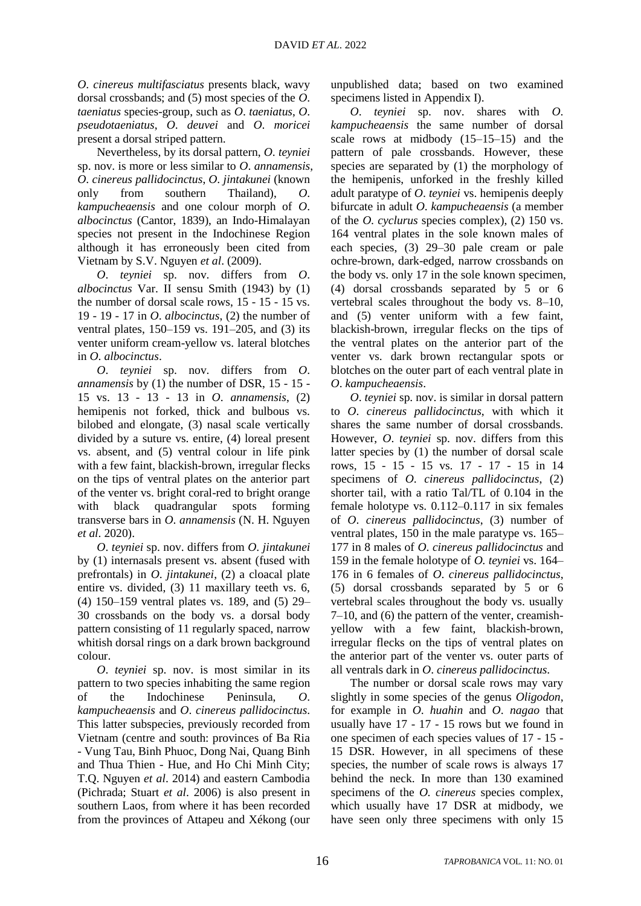*O. cinereus multifasciatus* presents black, wavy dorsal crossbands; and (5) most species of the *O. taeniatus* species-group, such as *O. taeniatus*, *O. pseudotaeniatus*, *O. deuvei* and *O. moricei* present a dorsal striped pattern.

Nevertheless, by its dorsal pattern, *O. teyniei* sp. nov. is more or less similar to *O. annamensis*, *O. cinereus pallidocinctus*, *O. jintakunei* (known only from southern Thailand), *O. kampucheaensis* and one colour morph of *O. albocinctus* (Cantor, 1839), an Indo-Himalayan species not present in the Indochinese Region although it has erroneously been cited from Vietnam by S.V. Nguyen *et al*. (2009).

*O. teyniei* sp. nov. differs from *O. albocinctus* Var. II sensu Smith (1943) by (1) the number of dorsal scale rows, 15 - 15 - 15 vs. 19 - 19 - 17 in *O. albocinctus*, (2) the number of ventral plates, 150–159 vs. 191–205, and (3) its venter uniform cream-yellow vs. lateral blotches in *O. albocinctus*.

*O. teyniei* sp. nov. differs from *O. annamensis* by (1) the number of DSR, 15 - 15 - 15 vs. 13 - 13 - 13 in *O. annamensis*, (2) hemipenis not forked, thick and bulbous vs. bilobed and elongate, (3) nasal scale vertically divided by a suture vs. entire, (4) loreal present vs. absent, and (5) ventral colour in life pink with a few faint, blackish-brown, irregular flecks on the tips of ventral plates on the anterior part of the venter vs. bright coral-red to bright orange with black quadrangular spots forming transverse bars in *O. annamensis* (N. H. Nguyen *et al*. 2020).

*O. teyniei* sp. nov. differs from *O. jintakunei* by (1) internasals present vs. absent (fused with prefrontals) in *O. jintakunei*, (2) a cloacal plate entire vs. divided, (3) 11 maxillary teeth vs. 6, (4) 150–159 ventral plates vs. 189, and (5) 29–30 crossbands on the body vs. a dorsal body pattern consisting of 11 regularly spaced, narrow whitish dorsal rings on a dark brown background colour.

*O. teyniei* sp. nov. is most similar in its pattern to two species inhabiting the same region of the Indochinese Peninsula, *O. kampucheaensis* and *O. cinereus pallidocinctus*. This latter subspecies, previously recorded from Vietnam (centre and south: provinces of Ba Ria - Vung Tau, Binh Phuoc, Dong Nai, Quang Binh and Thua Thien - Hue, and Ho Chi Minh City; T.Q. Nguyen *et al*. 2014) and eastern Cambodia (Pichrada; Stuart *et al*. 2006) is also present in southern Laos, from where it has been recorded from the provinces of Attapeu and Xékong (our unpublished data; based on two examined specimens listed in Appendix I).

*O. teyniei* sp. nov. shares with *O. kampucheaensis* the same number of dorsal scale rows at midbody (15–15–15) and the pattern of pale crossbands. However, these species are separated by (1) the morphology of the hemipenis, unforked in the freshly killed adult paratype of *O. teyniei* vs. hemipenis deeply bifurcate in adult *O. kampucheaensis* (a member of the *O. cyclurus* species complex), (2) 150 vs. 164 ventral plates in the sole known males of each species, (3) 29–30 pale cream or pale ochre-brown, dark-edged, narrow crossbands on the body vs. only 17 in the sole known specimen, (4) dorsal crossbands separated by 5 or 6 vertebral scales throughout the body vs. 8–10, and (5) venter uniform with a few faint, blackish-brown, irregular flecks on the tips of the ventral plates on the anterior part of the venter vs. dark brown rectangular spots or blotches on the outer part of each ventral plate in *O. kampucheaensis*.

*O. teyniei* sp. nov. is similar in dorsal pattern to *O. cinereus pallidocinctus*, with which it shares the same number of dorsal crossbands. However, *O. teyniei* sp. nov. differs from this latter species by (1) the number of dorsal scale rows, 15 - 15 - 15 vs. 17 - 17 - 15 in 14 specimens of *O. cinereus pallidocinctus*, (2) shorter tail, with a ratio Tal/TL of 0.104 in the female holotype vs. 0.112–0.117 in six females of *O. cinereus pallidocinctus*, (3) number of ventral plates, 150 in the male paratype vs. 165–177 in 8 males of *O. cinereus pallidocinctus* and 159 in the female holotype of *O. teyniei* vs. 164–176 in 6 females of *O. cinereus pallidocinctus*, (5) dorsal crossbands separated by 5 or 6 vertebral scales throughout the body vs. usually 7–10, and (6) the pattern of the venter, creamish-yellow with a few faint, blackish-brown, irregular flecks on the tips of ventral plates on the anterior part of the venter vs. outer parts of all ventrals dark in *O. cinereus pallidocinctus*.

The number or dorsal scale rows may vary slightly in some species of the genus *Oligodon*, for example in *O. huahin* and *O. nagao* that usually have 17 - 17 - 15 rows but we found in one specimen of each species values of 17 - 15 - 15 DSR. However, in all specimens of these species, the number of scale rows is always 17 behind the neck. In more than 130 examined specimens of the *O. cinereus* species complex, which usually have 17 DSR at midbody, we have seen only three specimens with only 15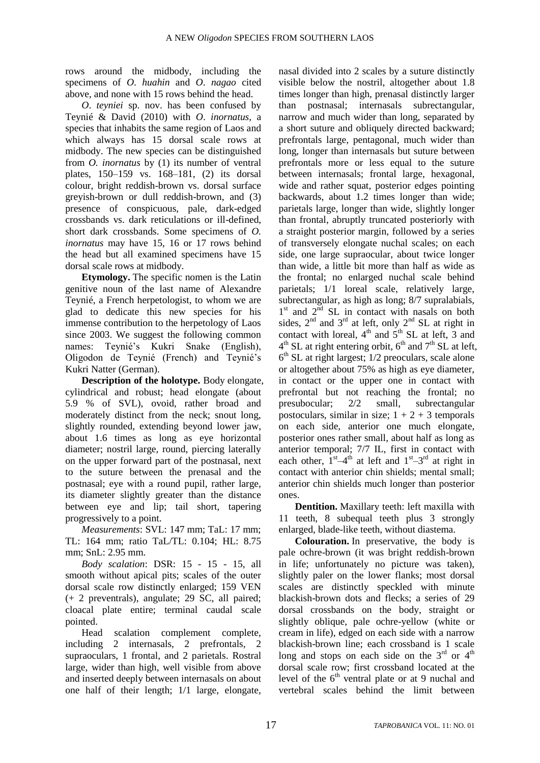rows around the midbody, including the specimens of *O. huahin* and *O. nagao* cited above, and none with 15 rows behind the head.

*O. teyniei* sp. nov. has been confused by Teynié & David (2010) with *O. inornatus*, a species that inhabits the same region of Laos and which always has 15 dorsal scale rows at midbody. The new species can be distinguished from *O. inornatus* by (1) its number of ventral plates, 150–159 vs. 168–181, (2) its dorsal colour, bright reddish-brown vs. dorsal surface greyish-brown or dull reddish-brown, and (3) presence of conspicuous, pale, dark-edged crossbands vs. dark reticulations or ill-defined, short dark crossbands. Some specimens of *O. inornatus* may have 15, 16 or 17 rows behind the head but all examined specimens have 15 dorsal scale rows at midbody.

**Etymology.** The specific nomen is the Latin genitive noun of the last name of Alexandre Teynié, a French herpetologist, to whom we are glad to dedicate this new species for his immense contribution to the herpetology of Laos since 2003. We suggest the following common names: Teynié's Kukri Snake (English), Oligodon de Teynié (French) and Teynié's Kukri Natter (German).

**Description of the holotype.** Body elongate, cylindrical and robust; head elongate (about 5.9 % of SVL), ovoid, rather broad and moderately distinct from the neck; snout long, slightly rounded, extending beyond lower jaw, about 1.6 times as long as eye horizontal diameter; nostril large, round, piercing laterally on the upper forward part of the postnasal, next to the suture between the prenasal and the postnasal; eye with a round pupil, rather large, its diameter slightly greater than the distance between eye and lip; tail short, tapering progressively to a point.

*Measurements*: SVL: 147 mm; TaL: 17 mm; TL: 164 mm; ratio TaL/TL: 0.104; HL: 8.75 mm; SnL: 2.95 mm.

*Body scalation*: DSR: 15 - 15 - 15, all smooth without apical pits; scales of the outer dorsal scale row distinctly enlarged; 159 VEN (+ 2 preventrals), angulate; 29 SC, all paired; cloacal plate entire; terminal caudal scale pointed.

Head scalation complement complete, including 2 internasals, 2 prefrontals, 2 supraoculars, 1 frontal, and 2 parietals. Rostral large, wider than high, well visible from above and inserted deeply between internasals on about one half of their length; 1/1 large, elongate, nasal divided into 2 scales by a suture distinctly visible below the nostril, altogether about 1.8 times longer than high, prenasal distinctly larger than postnasal; internasals subrectangular, narrow and much wider than long, separated by a short suture and obliquely directed backward; prefrontals large, pentagonal, much wider than long, longer than internasals but suture between prefrontals more or less equal to the suture between internasals; frontal large, hexagonal, wide and rather squat, posterior edges pointing backwards, about 1.2 times longer than wide; parietals large, longer than wide, slightly longer than frontal, abruptly truncated posteriorly with a straight posterior margin, followed by a series of transversely elongate nuchal scales; on each side, one large supraocular, about twice longer than wide, a little bit more than half as wide as the frontal; no enlarged nuchal scale behind parietals; 1/1 loreal scale, relatively large, subrectangular, as high as long; 8/7 supralabials, 1st and 2nd SL in contact with nasals on both sides, 2nd and 3rd at left, only 2nd SL at right in contact with loreal, 4th and 5th SL at left, 3 and 4th SL at right entering orbit, 6th and 7th SL at left, 6th SL at right largest; 1/2 preoculars, scale alone or altogether about 75% as high as eye diameter, in contact or the upper one in contact with prefrontal but not reaching the frontal; no presubocular; 2/2 small, subrectangular postoculars, similar in size; 1 + 2 + 3 temporals on each side, anterior one much elongate, posterior ones rather small, about half as long as anterior temporal; 7/7 IL, first in contact with each other, 1st–4th at left and 1st–3rd at right in contact with anterior chin shields; mental small; anterior chin shields much longer than posterior ones.

**Dentition.** Maxillary teeth: left maxilla with 11 teeth, 8 subequal teeth plus 3 strongly enlarged, blade-like teeth, without diastema.

**Colouration.** In preservative, the body is pale ochre-brown (it was bright reddish-brown in life; unfortunately no picture was taken), slightly paler on the lower flanks; most dorsal scales are distinctly speckled with minute blackish-brown dots and flecks; a series of 29 dorsal crossbands on the body, straight or slightly oblique, pale ochre-yellow (white or cream in life), edged on each side with a narrow blackish-brown line; each crossband is 1 scale long and stops on each side on the 3rd or 4th dorsal scale row; first crossband located at the level of the 6th ventral plate or at 9 nuchal and vertebral scales behind the limit between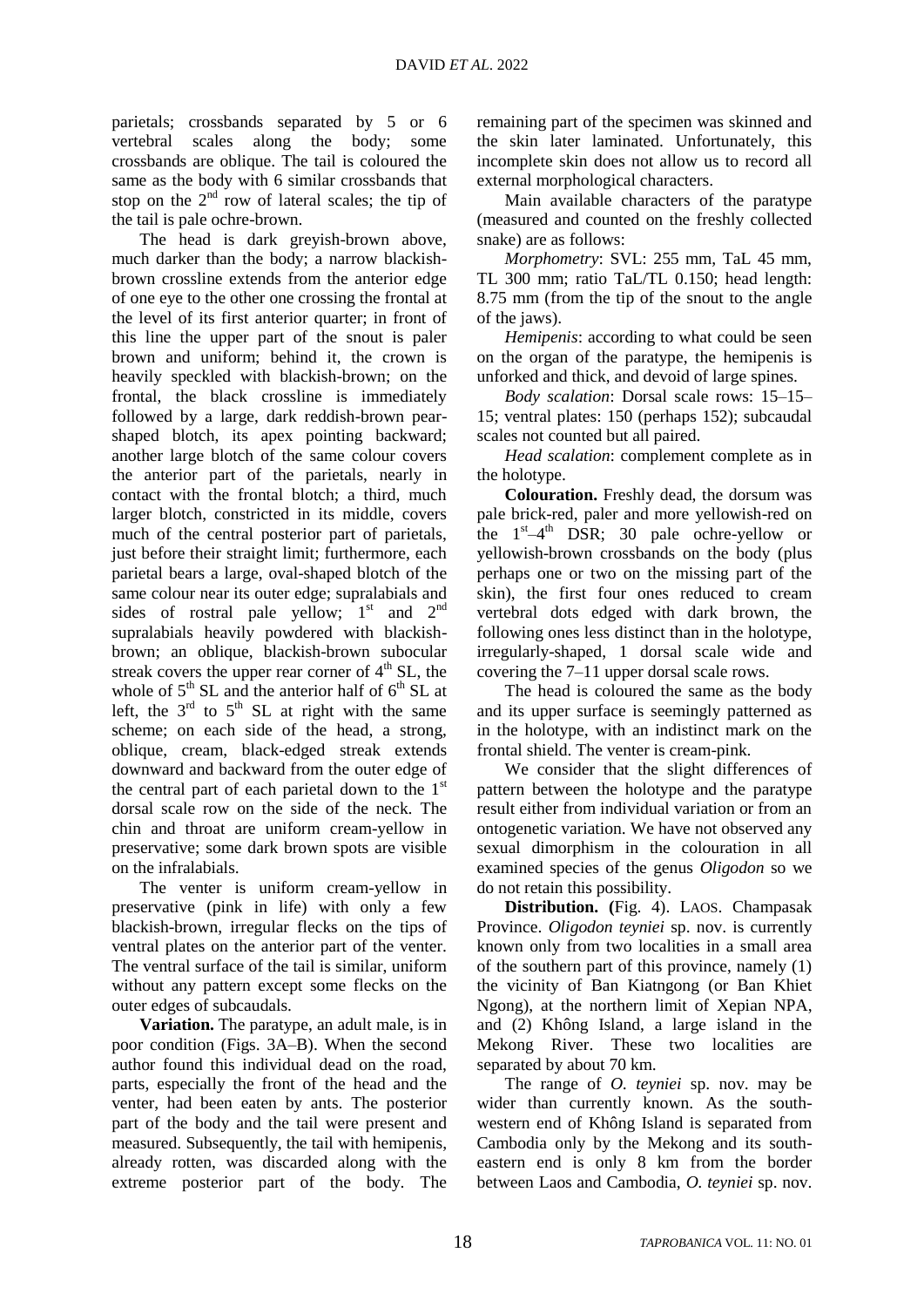parietals; crossbands separated by 5 or 6 vertebral scales along the body; some crossbands are oblique. The tail is coloured the same as the body with 6 similar crossbands that stop on the 2nd row of lateral scales; the tip of the tail is pale ochre-brown.

The head is dark greyish-brown above, much darker than the body; a narrow blackish-brown crossline extends from the anterior edge of one eye to the other one crossing the frontal at the level of its first anterior quarter; in front of this line the upper part of the snout is paler brown and uniform; behind it, the crown is heavily speckled with blackish-brown; on the frontal, the black crossline is immediately followed by a large, dark reddish-brown pear-shaped blotch, its apex pointing backward; another large blotch of the same colour covers the anterior part of the parietals, nearly in contact with the frontal blotch; a third, much larger blotch, constricted in its middle, covers much of the central posterior part of parietals, just before their straight limit; furthermore, each parietal bears a large, oval-shaped blotch of the same colour near its outer edge; supralabials and sides of rostral pale yellow; 1st and 2nd supralabials heavily powdered with blackish-brown; an oblique, blackish-brown subocular streak covers the upper rear corner of 4th SL, the whole of 5th SL and the anterior half of 6th SL at left, the 3rd to 5th SL at right with the same scheme; on each side of the head, a strong, oblique, cream, black-edged streak extends downward and backward from the outer edge of the central part of each parietal down to the 1st dorsal scale row on the side of the neck. The chin and throat are uniform cream-yellow in preservative; some dark brown spots are visible on the infralabials.

The venter is uniform cream-yellow in preservative (pink in life) with only a few blackish-brown, irregular flecks on the tips of ventral plates on the anterior part of the venter. The ventral surface of the tail is similar, uniform without any pattern except some flecks on the outer edges of subcaudals.

**Variation.** The paratype, an adult male, is in poor condition (Figs. 3A–B). When the second author found this individual dead on the road, parts, especially the front of the head and the venter, had been eaten by ants. The posterior part of the body and the tail were present and measured. Subsequently, the tail with hemipenis, already rotten, was discarded along with the extreme posterior part of the body. The remaining part of the specimen was skinned and the skin later laminated. Unfortunately, this incomplete skin does not allow us to record all external morphological characters.

Main available characters of the paratype (measured and counted on the freshly collected snake) are as follows:

*Morphometry*: SVL: 255 mm, TaL 45 mm, TL 300 mm; ratio TaL/TL 0.150; head length: 8.75 mm (from the tip of the snout to the angle of the jaws).

*Hemipenis*: according to what could be seen on the organ of the paratype, the hemipenis is unforked and thick, and devoid of large spines.

*Body scalation*: Dorsal scale rows: 15–15–15; ventral plates: 150 (perhaps 152); subcaudal scales not counted but all paired.

*Head scalation*: complement complete as in the holotype.

**Colouration.** Freshly dead, the dorsum was pale brick-red, paler and more yellowish-red on the 1st–4th DSR; 30 pale ochre-yellow or yellowish-brown crossbands on the body (plus perhaps one or two on the missing part of the skin), the first four ones reduced to cream vertebral dots edged with dark brown, the following ones less distinct than in the holotype, irregularly-shaped, 1 dorsal scale wide and covering the 7–11 upper dorsal scale rows.

The head is coloured the same as the body and its upper surface is seemingly patterned as in the holotype, with an indistinct mark on the frontal shield. The venter is cream-pink.

We consider that the slight differences of pattern between the holotype and the paratype result either from individual variation or from an ontogenetic variation. We have not observed any sexual dimorphism in the colouration in all examined species of the genus *Oligodon* so we do not retain this possibility.

**Distribution.** (Fig. 4). LAOS. Champasak Province. *Oligodon teyniei* sp. nov. is currently known only from two localities in a small area of the southern part of this province, namely (1) the vicinity of Ban Kiatngong (or Ban Khiet Ngong), at the northern limit of Xepian NPA, and (2) Không Island, a large island in the Mekong River. These two localities are separated by about 70 km.

The range of *O. teyniei* sp. nov. may be wider than currently known. As the south-western end of Không Island is separated from Cambodia only by the Mekong and its south-eastern end is only 8 km from the border between Laos and Cambodia, *O. teyniei* sp. nov.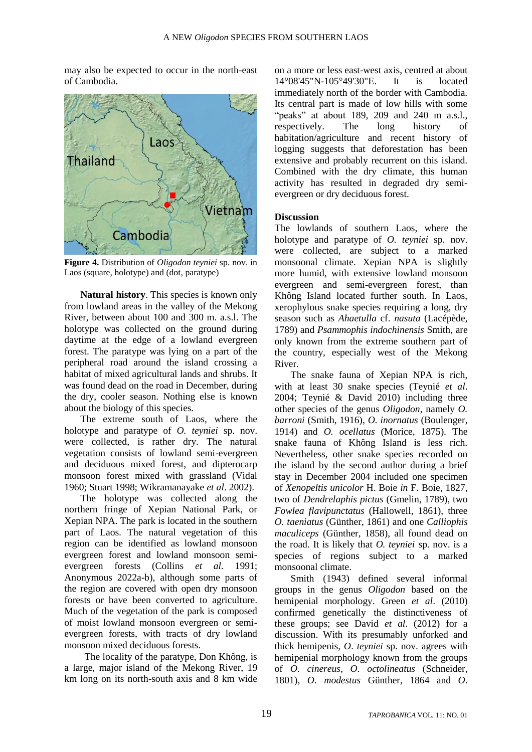may also be expected to occur in the north-east of Cambodia.

**Figure 4.** Distribution of *Oligodon teyniei* sp. nov. in Laos (square, holotype) and (dot, paratype)

**Natural history**. This species is known only from lowland areas in the valley of the Mekong River, between about 100 and 300 m. a.s.l. The holotype was collected on the ground during daytime at the edge of a lowland evergreen forest. The paratype was lying on a part of the peripheral road around the island crossing a habitat of mixed agricultural lands and shrubs. It was found dead on the road in December, during the dry, cooler season. Nothing else is known about the biology of this species.

The extreme south of Laos, where the holotype and paratype of *O. teyniei* sp. nov. were collected, is rather dry. The natural vegetation consists of lowland semi-evergreen and deciduous mixed forest, and dipterocarp monsoon forest mixed with grassland (Vidal 1960; Stuart 1998; Wikramanayake *et al*. 2002).

The holotype was collected along the northern fringe of Xepian National Park, or Xepian NPA. The park is located in the southern part of Laos. The natural vegetation of this region can be identified as lowland monsoon evergreen forest and lowland monsoon semi-evergreen forests (Collins *et al*. 1991; Anonymous 2022a-b), although some parts of the region are covered with open dry monsoon forests or have been converted to agriculture. Much of the vegetation of the park is composed of moist lowland monsoon evergreen or semi-evergreen forests, with tracts of dry lowland monsoon mixed deciduous forests.

The locality of the paratype, Don Không, is a large, major island of the Mekong River, 19 km long on its north-south axis and 8 km wide on a more or less east-west axis, centred at about 14°08'45"N-105°49'30"E. It is located immediately north of the border with Cambodia. Its central part is made of low hills with some "peaks" at about 189, 209 and 240 m a.s.l., respectively. The long history of habitation/agriculture and recent history of logging suggests that deforestation has been extensive and probably recurrent on this island. Combined with the dry climate, this human activity has resulted in degraded dry semi-evergreen or dry deciduous forest.

**Discussion**

The lowlands of southern Laos, where the holotype and paratype of *O. teyniei* sp. nov. were collected, are subject to a marked monsoonal climate. Xepian NPA is slightly more humid, with extensive lowland monsoon evergreen and semi-evergreen forest, than Không Island located further south. In Laos, xerophylous snake species requiring a long, dry season such as *Ahaetulla* cf. *nasuta* (Lacépède, 1789) and *Psammophis indochinensis* Smith, are only known from the extreme southern part of the country, especially west of the Mekong River.

The snake fauna of Xepian NPA is rich, with at least 30 snake species (Teynié *et al*. 2004; Teynié & David 2010) including three other species of the genus *Oligodon*, namely *O. barroni* (Smith, 1916), *O. inornatus* (Boulenger, 1914) and *O. ocellatus* (Morice, 1875). The snake fauna of Không Island is less rich. Nevertheless, other snake species recorded on the island by the second author during a brief stay in December 2004 included one specimen of *Xenopeltis unicolor* H. Boie *in* F. Boie, 1827, two of *Dendrelaphis pictus* (Gmelin, 1789), two *Fowlea flavipunctatus* (Hallowell, 1861), three *O. taeniatus* (Günther, 1861) and one *Calliophis maculiceps* (Günther, 1858), all found dead on the road. It is likely that *O. teyniei* sp. nov. is a species of regions subject to a marked monsoonal climate.

Smith (1943) defined several informal groups in the genus *Oligodon* based on the hemipenial morphology. Green *et al*. (2010) confirmed genetically the distinctiveness of these groups; see David *et al*. (2012) for a discussion. With its presumably unforked and thick hemipenis, *O. teyniei* sp. nov. agrees with hemipenial morphology known from the groups of *O. cinereus*, *O. octolineatus* (Schneider, 1801), *O. modestus* Günther, 1864 and *O.*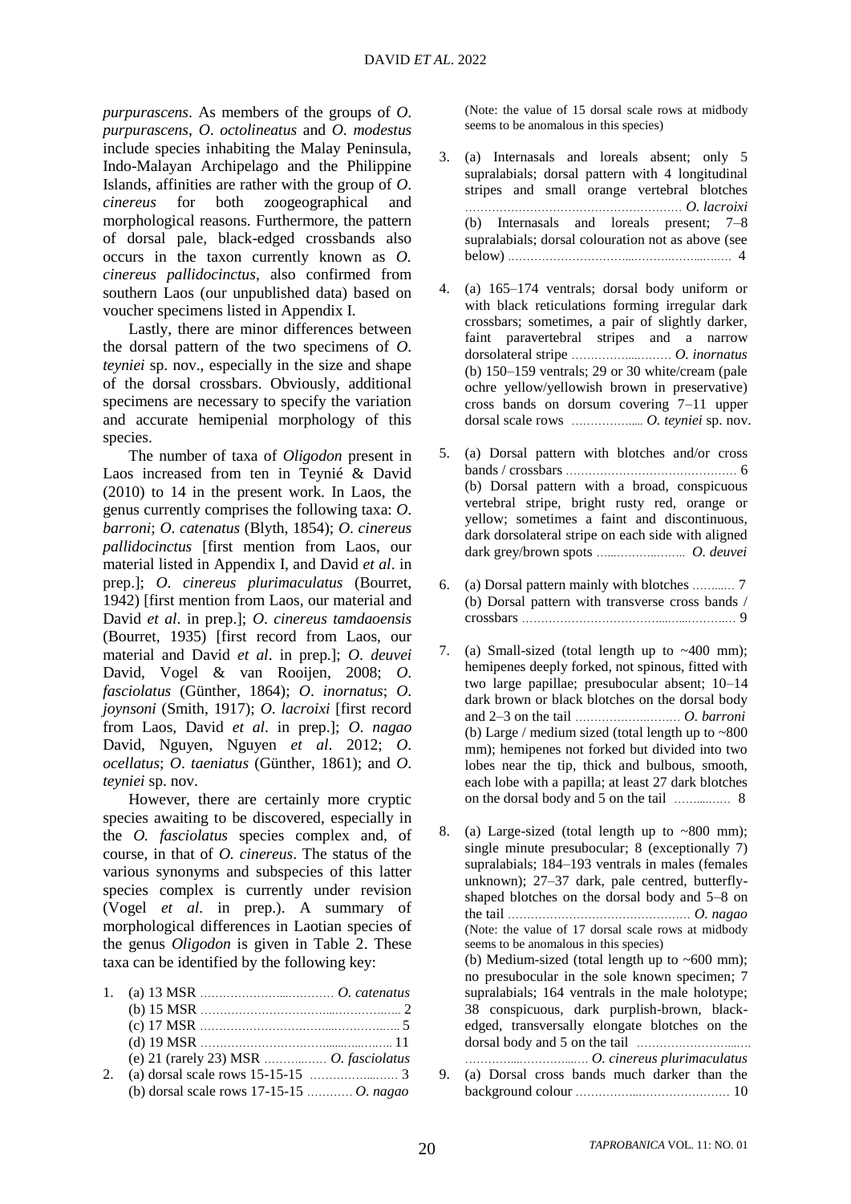*purpurascens*. As members of the groups of *O. purpurascens*, *O. octolineatus* and *O. modestus* include species inhabiting the Malay Peninsula, Indo-Malayan Archipelago and the Philippine Islands, affinities are rather with the group of *O. cinereus* for both zoogeographical and morphological reasons. Furthermore, the pattern of dorsal pale, black-edged crossbands also occurs in the taxon currently known as *O. cinereus pallidocinctus*, also confirmed from southern Laos (our unpublished data) based on voucher specimens listed in Appendix I.

Lastly, there are minor differences between the dorsal pattern of the two specimens of *O. teyniei* sp. nov., especially in the size and shape of the dorsal crossbars. Obviously, additional specimens are necessary to specify the variation and accurate hemipenial morphology of this species.

The number of taxa of *Oligodon* present in Laos increased from ten in Teynié & David (2010) to 14 in the present work. In Laos, the genus currently comprises the following taxa: *O. barroni*; *O. catenatus* (Blyth, 1854); *O. cinereus pallidocinctus* [first mention from Laos, our material listed in Appendix I, and David *et al*. in prep.]; *O. cinereus plurimaculatus* (Bourret, 1942) [first mention from Laos, our material and David *et al*. in prep.]; *O. cinereus tamdaoensis* (Bourret, 1935) [first record from Laos, our material and David *et al*. in prep.]; *O. deuvei* David, Vogel & van Rooijen, 2008; *O. fasciolatus* (Günther, 1864); *O. inornatus*; *O. joynsoni* (Smith, 1917); *O. lacroixi* [first record from Laos, David *et al*. in prep.]; *O. nagao* David, Nguyen, Nguyen *et al*. 2012; *O. ocellatus*; *O. taeniatus* (Günther, 1861); and *O. teyniei* sp. nov.

However, there are certainly more cryptic species awaiting to be discovered, especially in the *O. fasciolatus* species complex and, of course, in that of *O. cinereus*. The status of the various synonyms and subspecies of this latter species complex is currently under revision (Vogel *et al*. in prep.). A summary of morphological differences in Laotian species of the genus *Oligodon* is given in Table 2. These taxa can be identified by the following key:

1. (a) 13 MSR .................................. *O. catenatus*
   (b) 15 MSR .................................................. 2
   (c) 17 MSR .................................................. 5
   (d) 19 MSR .................................................. 11
   (e) 21 (rarely 23) MSR ................ *O. fasciolatus*
2. (a) dorsal scale rows 15-15-15 ........................ 3
   (b) dorsal scale rows 17-15-15 ........... *O. nagao*
   (Note: the value of 15 dorsal scale rows at midbody seems to be anomalous in this species)
3. (a) Internasals and loreals absent; only 5 supralabials; dorsal pattern with 4 longitudinal stripes and small orange vertebral blotches ................................................ *O. lacroixi*
   (b) Internasals and loreals present; 7–8 supralabials; dorsal colouration not as above (see below) ................................................ 4
4. (a) 165–174 ventrals; dorsal body uniform or with black reticulations forming irregular dark crossbars; sometimes, a pair of slightly darker, faint paravertebral stripes and a narrow dorsolateral stripe ...................... *O. inornatus*
   (b) 150–159 ventrals; 29 or 30 white/cream (pale ochre yellow/yellowish brown in preservative) cross bands on dorsum covering 7–11 upper dorsal scale rows ................. *O. teyniei* sp. nov.
5. (a) Dorsal pattern with blotches and/or cross bands / crossbars ........................................ 6
   (b) Dorsal pattern with a broad, conspicuous vertebral stripe, bright rusty red, orange or yellow; sometimes a faint and discontinuous, dark dorsolateral stripe on each side with aligned dark grey/brown spots .................... *O. deuvei*
6. (a) Dorsal pattern mainly with blotches .......... 7
   (b) Dorsal pattern with transverse cross bands / crossbars .................................................. 9
7. (a) Small-sized (total length up to ~400 mm); hemipenes deeply forked, not spinous, fitted with two large papillae; presubocular absent; 10–14 dark brown or black blotches on the dorsal body and 2–3 on the tail ........................ *O. barroni*
   (b) Large / medium sized (total length up to ~800 mm); hemipenes not forked but divided into two lobes near the tip, thick and bulbous, smooth, each lobe with a papilla; at least 27 dark blotches on the dorsal body and 5 on the tail ............ 8
8. (a) Large-sized (total length up to ~800 mm); single minute presubocular; 8 (exceptionally 7) supralabials; 184–193 ventrals in males (females unknown); 27–37 dark, pale centred, butterfly-shaped blotches on the dorsal body and 5–8 on the tail ........................................ *O. nagao*
   (Note: the value of 17 dorsal scale rows at midbody seems to be anomalous in this species)
   (b) Medium-sized (total length up to ~600 mm); no presubocular in the sole known specimen; 7 supralabials; 164 ventrals in the male holotype; 38 conspicuous, dark purplish-brown, black-edged, transversally elongate blotches on the dorsal body and 5 on the tail .................................................. *O. cinereus plurimaculatus*
9. (a) Dorsal cross bands much darker than the background colour ........................................ 10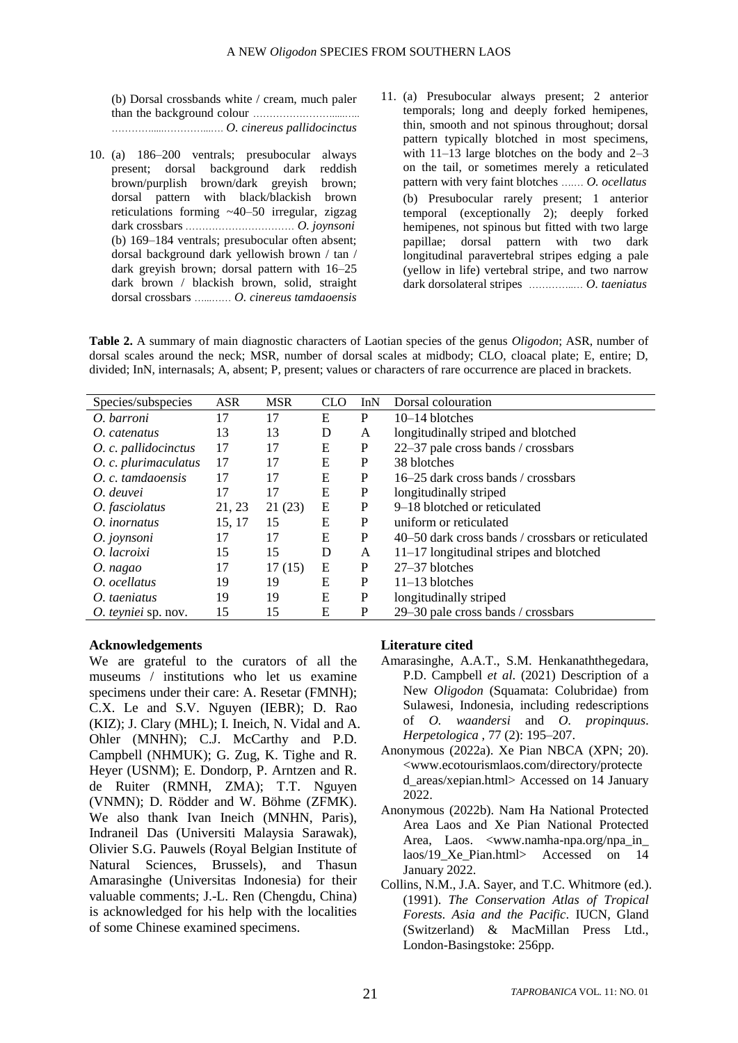(b) Dorsal crossbands white / cream, much paler than the background colour …………………………………………………… *O. cinereus pallidocinctus*

10. (a) 186–200 ventrals; presubocular always present; dorsal background dark reddish brown/purplish brown/dark greyish brown; dorsal pattern with black/blackish brown reticulations forming ~40–50 irregular, zigzag dark crossbars …………………………… *O. joynsoni*
(b) 169–184 ventrals; presubocular often absent; dorsal background dark yellowish brown / tan / dark greyish brown; dorsal pattern with 16–25 dark brown / blackish brown, solid, straight dorsal crossbars ………… *O. cinereus tamdaoensis*

11. (a) Presubocular always present; 2 anterior temporals; long and deeply forked hemipenes, thin, smooth and not spinous throughout; dorsal pattern typically blotched in most specimens, with 11–13 large blotches on the body and 2–3 on the tail, or sometimes merely a reticulated pattern with very faint blotches ……. *O. ocellatus*
(b) Presubocular rarely present; 1 anterior temporal (exceptionally 2); deeply forked hemipenes, not spinous but fitted with two large papillae; dorsal pattern with two dark longitudinal paravertebral stripes edging a pale (yellow in life) vertebral stripe, and two narrow dark dorsolateral stripes …………… *O. taeniatus*

**Table 2.** A summary of main diagnostic characters of Laotian species of the genus *Oligodon*; ASR, number of dorsal scales around the neck; MSR, number of dorsal scales at midbody; CLO, cloacal plate; E, entire; D, divided; InN, internasals; A, absent; P, present; values or characters of rare occurrence are placed in brackets.

| Species/subspecies | ASR | MSR | CLO | InN | Dorsal colouration |
|---|---|---|---|---|---|
| *O. barroni* | 17 | 17 | E | P | 10–14 blotches |
| *O. catenatus* | 13 | 13 | D | A | longitudinally striped and blotched |
| *O. c. pallidocinctus* | 17 | 17 | E | P | 22–37 pale cross bands / crossbars |
| *O. c. plurimaculatus* | 17 | 17 | E | P | 38 blotches |
| *O. c. tamdaoensis* | 17 | 17 | E | P | 16–25 dark cross bands / crossbars |
| *O. deuvei* | 17 | 17 | E | P | longitudinally striped |
| *O. fasciolatus* | 21, 23 | 21 (23) | E | P | 9–18 blotched or reticulated |
| *O. inornatus* | 15, 17 | 15 | E | P | uniform or reticulated |
| *O. joynsoni* | 17 | 17 | E | P | 40–50 dark cross bands / crossbars or reticulated |
| *O. lacroixi* | 15 | 15 | D | A | 11–17 longitudinal stripes and blotched |
| *O. nagao* | 17 | 17 (15) | E | P | 27–37 blotches |
| *O. ocellatus* | 19 | 19 | E | P | 11–13 blotches |
| *O. taeniatus* | 19 | 19 | E | P | longitudinally striped |
| *O. teyniei* sp. nov. | 15 | 15 | E | P | 29–30 pale cross bands / crossbars |

## Acknowledgements

We are grateful to the curators of all the museums / institutions who let us examine specimens under their care: A. Resetar (FMNH); C.X. Le and S.V. Nguyen (IEBR); D. Rao (KIZ); J. Clary (MHL); I. Ineich, N. Vidal and A. Ohler (MNHN); C.J. McCarthy and P.D. Campbell (NHMUK); G. Zug, K. Tighe and R. Heyer (USNM); E. Dondorp, P. Arntzen and R. de Ruiter (RMNH, ZMA); T.T. Nguyen (VNMN); D. Rödder and W. Böhme (ZFMK). We also thank Ivan Ineich (MNHN, Paris), Indraneil Das (Universiti Malaysia Sarawak), Olivier S.G. Pauwels (Royal Belgian Institute of Natural Sciences, Brussels), and Thasun Amarasinghe (Universitas Indonesia) for their valuable comments; J.-L. Ren (Chengdu, China) is acknowledged for his help with the localities of some Chinese examined specimens.

## Literature cited

Amarasinghe, A.A.T., S.M. Henkanaththegedara, P.D. Campbell *et al.* (2021) Description of a New *Oligodon* (Squamata: Colubridae) from Sulawesi, Indonesia, including redescriptions of *O. waandersi* and *O. propinquus*. *Herpetologica* , 77 (2): 195–207.

Anonymous (2022a). Xe Pian NBCA (XPN; 20). <www.ecotourismlaos.com/directory/protected_areas/xepian.html> Accessed on 14 January 2022.

Anonymous (2022b). Nam Ha National Protected Area Laos and Xe Pian National Protected Area, Laos. <www.namha-npa.org/npa_in_laos/19_Xe_Pian.html> Accessed on 14 January 2022.

Collins, N.M., J.A. Sayer, and T.C. Whitmore (ed.). (1991). *The Conservation Atlas of Tropical Forests. Asia and the Pacific*. IUCN, Gland (Switzerland) & MacMillan Press Ltd., London-Basingstoke: 256pp.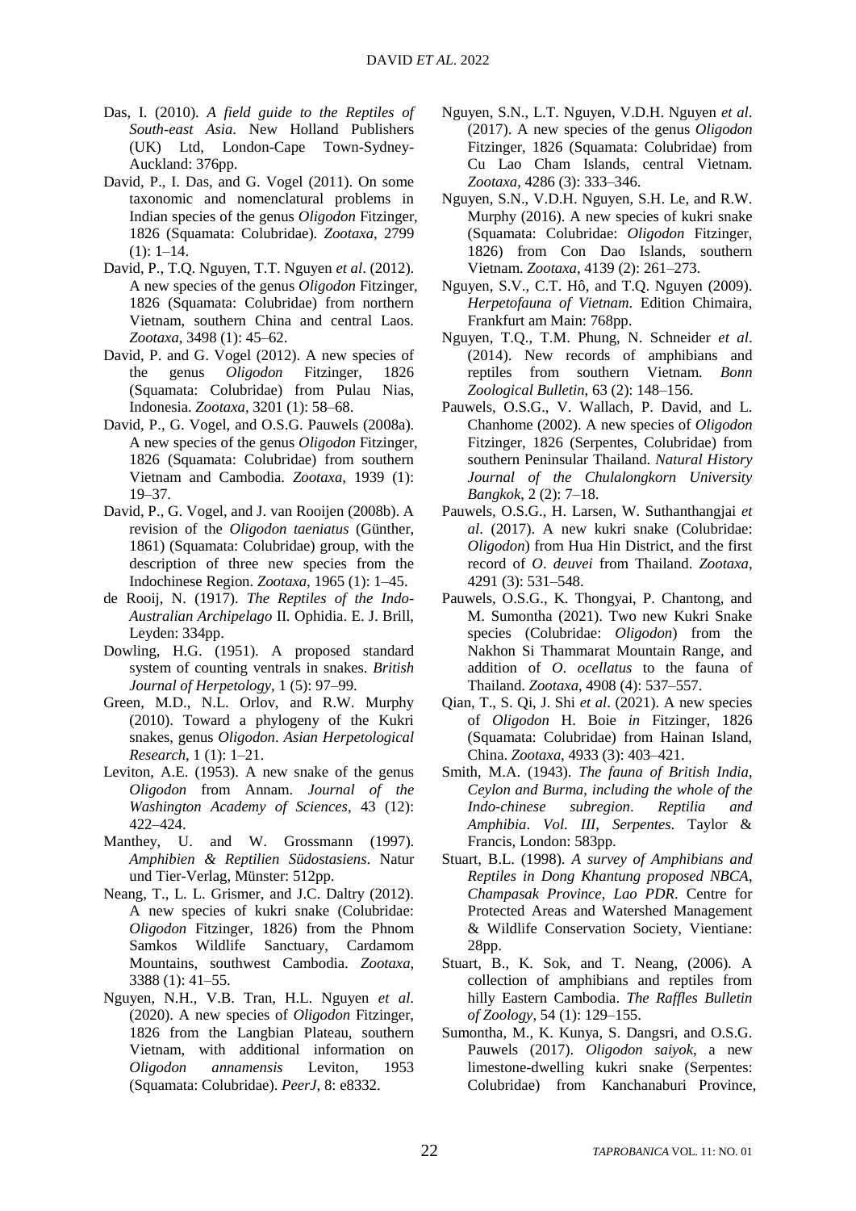Das, I. (2010). *A field guide to the Reptiles of South-east Asia*. New Holland Publishers (UK) Ltd, London-Cape Town-Sydney-Auckland: 376pp.

David, P., I. Das, and G. Vogel (2011). On some taxonomic and nomenclatural problems in Indian species of the genus *Oligodon* Fitzinger, 1826 (Squamata: Colubridae). *Zootaxa*, 2799 (1): 1–14.

David, P., T.Q. Nguyen, T.T. Nguyen *et al*. (2012). A new species of the genus *Oligodon* Fitzinger, 1826 (Squamata: Colubridae) from northern Vietnam, southern China and central Laos. *Zootaxa*, 3498 (1): 45–62.

David, P. and G. Vogel (2012). A new species of the genus *Oligodon* Fitzinger, 1826 (Squamata: Colubridae) from Pulau Nias, Indonesia. *Zootaxa*, 3201 (1): 58–68.

David, P., G. Vogel, and O.S.G. Pauwels (2008a). A new species of the genus *Oligodon* Fitzinger, 1826 (Squamata: Colubridae) from southern Vietnam and Cambodia. *Zootaxa*, 1939 (1): 19–37.

David, P., G. Vogel, and J. van Rooijen (2008b). A revision of the *Oligodon taeniatus* (Günther, 1861) (Squamata: Colubridae) group, with the description of three new species from the Indochinese Region. *Zootaxa*, 1965 (1): 1–45.

de Rooij, N. (1917). *The Reptiles of the Indo-Australian Archipelago* II. Ophidia. E. J. Brill, Leyden: 334pp.

Dowling, H.G. (1951). A proposed standard system of counting ventrals in snakes. *British Journal of Herpetology*, 1 (5): 97–99.

Green, M.D., N.L. Orlov, and R.W. Murphy (2010). Toward a phylogeny of the Kukri snakes, genus *Oligodon*. *Asian Herpetological Research*, 1 (1): 1–21.

Leviton, A.E. (1953). A new snake of the genus *Oligodon* from Annam. *Journal of the Washington Academy of Sciences*, 43 (12): 422–424.

Manthey, U. and W. Grossmann (1997). *Amphibien & Reptilien Südostasiens*. Natur und Tier-Verlag, Münster: 512pp.

Neang, T., L. L. Grismer, and J.C. Daltry (2012). A new species of kukri snake (Colubridae: *Oligodon* Fitzinger, 1826) from the Phnom Samkos Wildlife Sanctuary, Cardamom Mountains, southwest Cambodia. *Zootaxa*, 3388 (1): 41–55.

Nguyen, N.H., V.B. Tran, H.L. Nguyen *et al*. (2020). A new species of *Oligodon* Fitzinger, 1826 from the Langbian Plateau, southern Vietnam, with additional information on *Oligodon annamensis* Leviton, 1953 (Squamata: Colubridae). *PeerJ*, 8: e8332.

Nguyen, S.N., L.T. Nguyen, V.D.H. Nguyen *et al*. (2017). A new species of the genus *Oligodon* Fitzinger, 1826 (Squamata: Colubridae) from Cu Lao Cham Islands, central Vietnam. *Zootaxa*, 4286 (3): 333–346.

Nguyen, S.N., V.D.H. Nguyen, S.H. Le, and R.W. Murphy (2016). A new species of kukri snake (Squamata: Colubridae: *Oligodon* Fitzinger, 1826) from Con Dao Islands, southern Vietnam. *Zootaxa*, 4139 (2): 261–273.

Nguyen, S.V., C.T. Hô, and T.Q. Nguyen (2009). *Herpetofauna of Vietnam*. Edition Chimaira, Frankfurt am Main: 768pp.

Nguyen, T.Q., T.M. Phung, N. Schneider *et al*. (2014). New records of amphibians and reptiles from southern Vietnam. *Bonn Zoological Bulletin*, 63 (2): 148–156.

Pauwels, O.S.G., V. Wallach, P. David, and L. Chanhome (2002). A new species of *Oligodon* Fitzinger, 1826 (Serpentes, Colubridae) from southern Peninsular Thailand. *Natural History Journal of the Chulalongkorn University Bangkok*, 2 (2): 7–18.

Pauwels, O.S.G., H. Larsen, W. Suthanthangjai *et al*. (2017). A new kukri snake (Colubridae: *Oligodon*) from Hua Hin District, and the first record of *O*. *deuvei* from Thailand. *Zootaxa*, 4291 (3): 531–548.

Pauwels, O.S.G., K. Thongyai, P. Chantong, and M. Sumontha (2021). Two new Kukri Snake species (Colubridae: *Oligodon*) from the Nakhon Si Thammarat Mountain Range, and addition of *O*. *ocellatus* to the fauna of Thailand. *Zootaxa*, 4908 (4): 537–557.

Qian, T., S. Qi, J. Shi *et al*. (2021). A new species of *Oligodon* H. Boie *in* Fitzinger, 1826 (Squamata: Colubridae) from Hainan Island, China. *Zootaxa*, 4933 (3): 403–421.

Smith, M.A. (1943). *The fauna of British India, Ceylon and Burma, including the whole of the Indo-chinese subregion. Reptilia and Amphibia. Vol. III, Serpentes*. Taylor & Francis, London: 583pp.

Stuart, B.L. (1998). *A survey of Amphibians and Reptiles in Dong Khantung proposed NBCA, Champasak Province, Lao PDR*. Centre for Protected Areas and Watershed Management & Wildlife Conservation Society, Vientiane: 28pp.

Stuart, B., K. Sok, and T. Neang, (2006). A collection of amphibians and reptiles from hilly Eastern Cambodia. *The Raffles Bulletin of Zoology*, 54 (1): 129–155.

Sumontha, M., K. Kunya, S. Dangsri, and O.S.G. Pauwels (2017). *Oligodon saiyok*, a new limestone-dwelling kukri snake (Serpentes: Colubridae) from Kanchanaburi Province,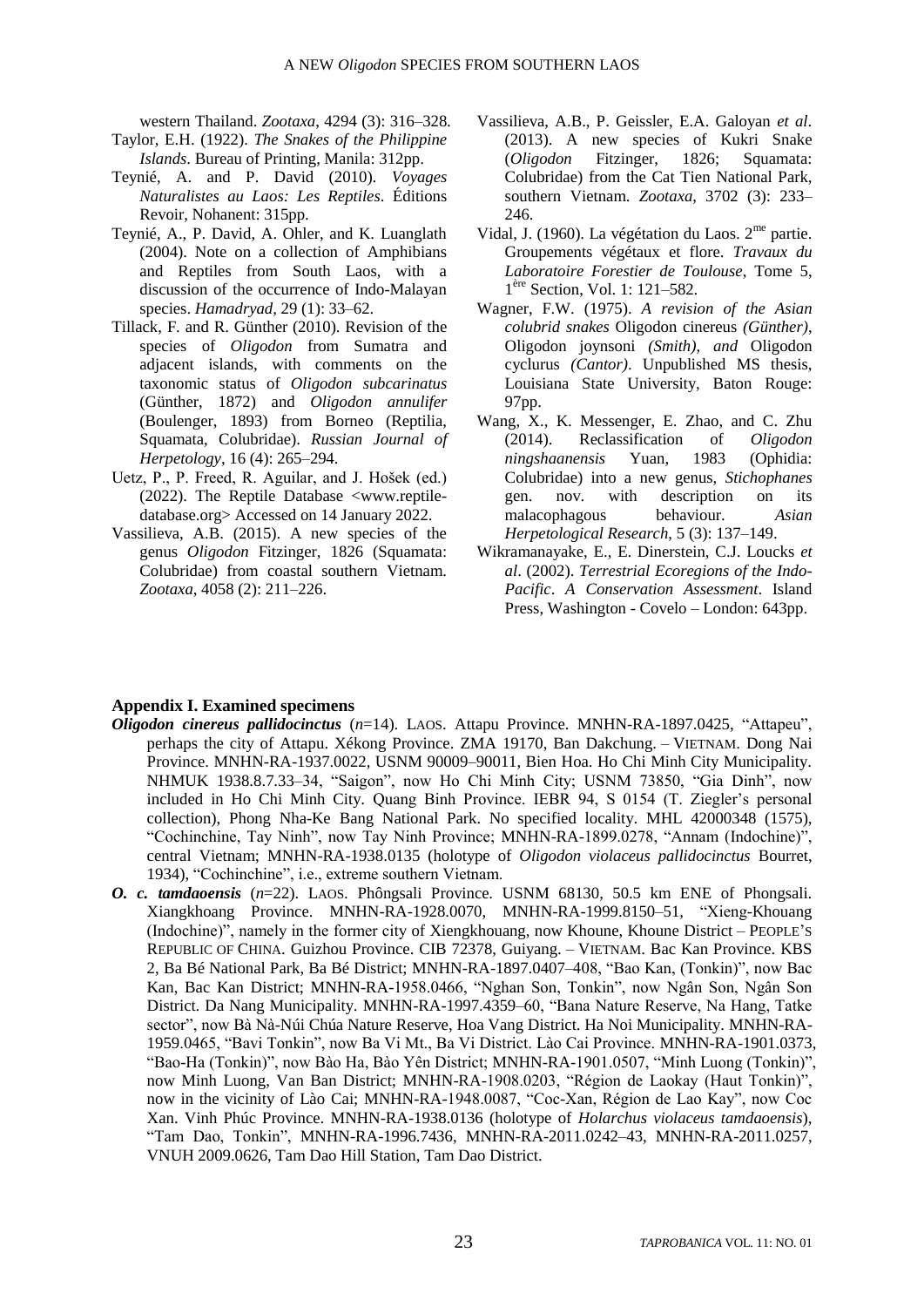western Thailand. *Zootaxa*, 4294 (3): 316–328.

Taylor, E.H. (1922). *The Snakes of the Philippine Islands*. Bureau of Printing, Manila: 312pp.

Teynié, A. and P. David (2010). *Voyages Naturalistes au Laos: Les Reptiles*. Éditions Revoir, Nohanent: 315pp.

Teynié, A., P. David, A. Ohler, and K. Luanglath (2004). Note on a collection of Amphibians and Reptiles from South Laos, with a discussion of the occurrence of Indo-Malayan species. *Hamadryad*, 29 (1): 33–62.

Tillack, F. and R. Günther (2010). Revision of the species of *Oligodon* from Sumatra and adjacent islands, with comments on the taxonomic status of *Oligodon subcarinatus* (Günther, 1872) and *Oligodon annulifer* (Boulenger, 1893) from Borneo (Reptilia, Squamata, Colubridae). *Russian Journal of Herpetology*, 16 (4): 265–294.

Uetz, P., P. Freed, R. Aguilar, and J. Hošek (ed.) (2022). The Reptile Database <www.reptile-database.org> Accessed on 14 January 2022.

Vassilieva, A.B. (2015). A new species of the genus *Oligodon* Fitzinger, 1826 (Squamata: Colubridae) from coastal southern Vietnam. *Zootaxa*, 4058 (2): 211–226.

Vassilieva, A.B., P. Geissler, E.A. Galoyan *et al*. (2013). A new species of Kukri Snake (*Oligodon* Fitzinger, 1826; Squamata: Colubridae) from the Cat Tien National Park, southern Vietnam. *Zootaxa*, 3702 (3): 233–246.

Vidal, J. (1960). La végétation du Laos. 2[me] partie. Groupements végétaux et flore. *Travaux du Laboratoire Forestier de Toulouse*, Tome 5, 1[ère] Section, Vol. 1: 121–582.

Wagner, F.W. (1975). *A revision of the Asian colubrid snakes* Oligodon cinereus *(Günther),* Oligodon joynsoni *(Smith), and* Oligodon cyclurus *(Cantor)*. Unpublished MS thesis, Louisiana State University, Baton Rouge: 97pp.

Wang, X., K. Messenger, E. Zhao, and C. Zhu (2014). Reclassification of *Oligodon ningshaanensis* Yuan, 1983 (Ophidia: Colubridae) into a new genus, *Stichophanes* gen. nov. with description on its malacophagous behaviour. *Asian Herpetological Research*, 5 (3): 137–149.

Wikramanayake, E., E. Dinerstein, C.J. Loucks *et al*. (2002). *Terrestrial Ecoregions of the Indo-Pacific*. *A Conservation Assessment*. Island Press, Washington - Covelo – London: 643pp.

## Appendix I. Examined specimens

***Oligodon cinereus pallidocinctus*** (*n*=14). LAOS. Attapu Province. MNHN-RA-1897.0425, "Attapeu", perhaps the city of Attapu. Xékong Province. ZMA 19170, Ban Dakchung. – VIETNAM. Dong Nai Province. MNHN-RA-1937.0022, USNM 90009–90011, Bien Hoa. Ho Chi Minh City Municipality. NHMUK 1938.8.7.33–34, "Saigon", now Ho Chi Minh City; USNM 73850, "Gia Dinh", now included in Ho Chi Minh City. Quang Binh Province. IEBR 94, S 0154 (T. Ziegler's personal collection), Phong Nha-Ke Bang National Park. No specified locality. MHL 42000348 (1575), "Cochinchine, Tay Ninh", now Tay Ninh Province; MNHN-RA-1899.0278, "Annam (Indochine)", central Vietnam; MNHN-RA-1938.0135 (holotype of *Oligodon violaceus pallidocinctus* Bourret, 1934), "Cochinchine", i.e., extreme southern Vietnam.

***O. c. tamdaoensis*** (*n*=22). LAOS. Phôngsali Province. USNM 68130, 50.5 km ENE of Phongsali. Xiangkhoang Province. MNHN-RA-1928.0070, MNHN-RA-1999.8150–51, "Xieng-Khouang (Indochine)", namely in the former city of Xiengkhouang, now Khoune, Khoune District – PEOPLE'S REPUBLIC OF CHINA. Guizhou Province. CIB 72378, Guiyang. – VIETNAM. Bac Kan Province. KBS 2, Ba Bé National Park, Ba Bé District; MNHN-RA-1897.0407–408, "Bao Kan, (Tonkin)", now Bac Kan, Bac Kan District; MNHN-RA-1958.0466, "Nghan Son, Tonkin", now Ngân Son, Ngân Son District. Da Nang Municipality. MNHN-RA-1997.4359–60, "Bana Nature Reserve, Na Hang, Tatke sector", now Bà Nà-Núi Chúa Nature Reserve, Hoa Vang District. Ha Noi Municipality. MNHN-RA-1959.0465, "Bavi Tonkin", now Ba Vi Mt., Ba Vi District. Lào Cai Province. MNHN-RA-1901.0373, "Bao-Ha (Tonkin)", now Bảo Hà, Bảo Yên District; MNHN-RA-1901.0507, "Minh Luong (Tonkin)", now Minh Luong, Van Ban District; MNHN-RA-1908.0203, "Région de Laokay (Haut Tonkin)", now in the vicinity of Lào Cai; MNHN-RA-1948.0087, "Coc-Xan, Région de Lao Kay", now Coc Xan. Vinh Phúc Province. MNHN-RA-1938.0136 (holotype of *Holarchus violaceus tamdaoensis*), "Tam Dao, Tonkin", MNHN-RA-1996.7436, MNHN-RA-2011.0242–43, MNHN-RA-2011.0257, VNUH 2009.0626, Tam Dao Hill Station, Tam Dao District.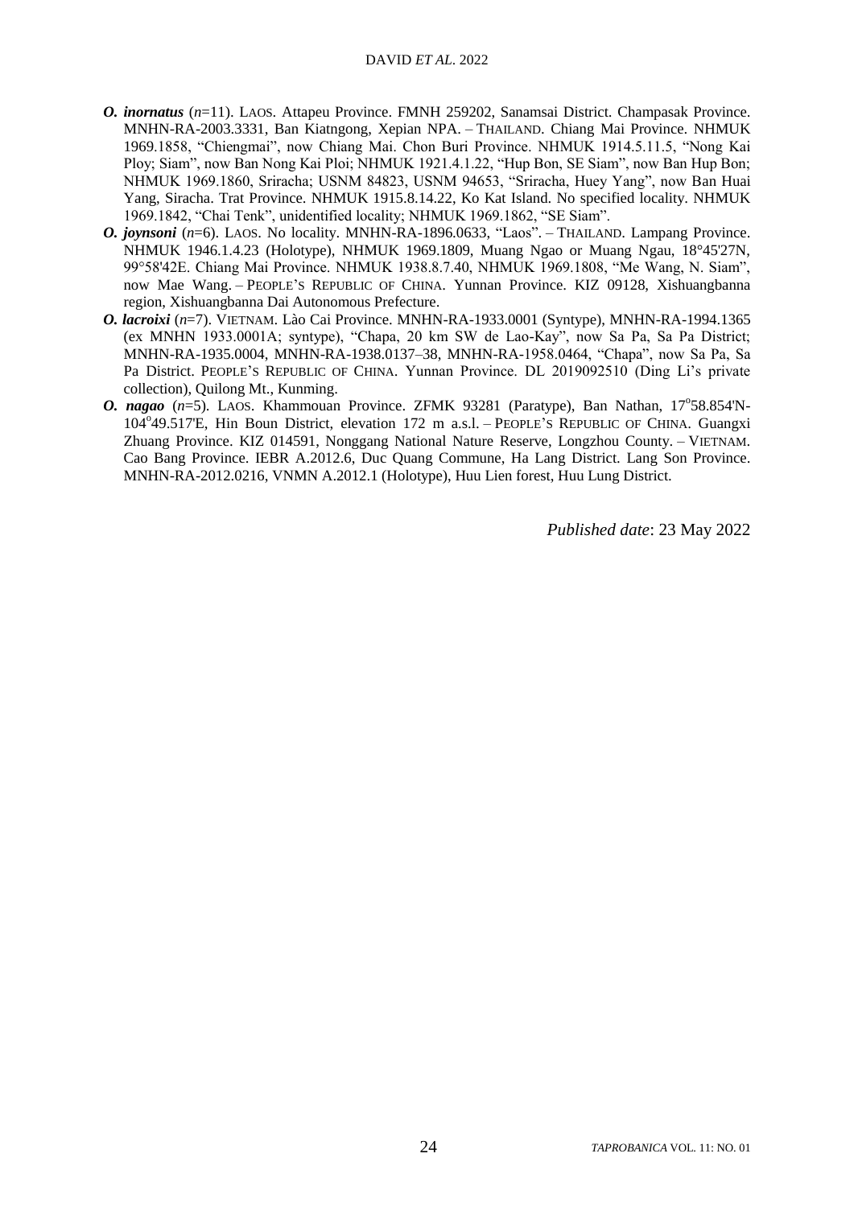***O. inornatus*** (*n*=11). LAOS. Attapeu Province. FMNH 259202, Sanamsai District. Champasak Province. MNHN-RA-2003.3331, Ban Kiatngong, Xepian NPA. – THAILAND. Chiang Mai Province. NHMUK 1969.1858, "Chiengmai", now Chiang Mai. Chon Buri Province. NHMUK 1914.5.11.5, "Nong Kai Ploy; Siam", now Ban Nong Kai Ploi; NHMUK 1921.4.1.22, "Hup Bon, SE Siam", now Ban Hup Bon; NHMUK 1969.1860, Sriracha; USNM 84823, USNM 94653, "Sriracha, Huey Yang", now Ban Huai Yang, Siracha. Trat Province. NHMUK 1915.8.14.22, Ko Kat Island. No specified locality. NHMUK 1969.1842, "Chai Tenk", unidentified locality; NHMUK 1969.1862, "SE Siam".

***O. joynsoni*** (*n*=6). LAOS. No locality. MNHN-RA-1896.0633, "Laos". – THAILAND. Lampang Province. NHMUK 1946.1.4.23 (Holotype), NHMUK 1969.1809, Muang Ngao or Muang Ngau, 18°45'27N, 99°58'42E. Chiang Mai Province. NHMUK 1938.8.7.40, NHMUK 1969.1808, "Me Wang, N. Siam", now Mae Wang. – PEOPLE'S REPUBLIC OF CHINA. Yunnan Province. KIZ 09128, Xishuangbanna region, Xishuangbanna Dai Autonomous Prefecture.

***O. lacroixi*** (*n*=7). VIETNAM. Lào Cai Province. MNHN-RA-1933.0001 (Syntype), MNHN-RA-1994.1365 (ex MNHN 1933.0001A; syntype), "Chapa, 20 km SW de Lao-Kay", now Sa Pa, Sa Pa District; MNHN-RA-1935.0004, MNHN-RA-1938.0137–38, MNHN-RA-1958.0464, "Chapa", now Sa Pa, Sa Pa District. PEOPLE'S REPUBLIC OF CHINA. Yunnan Province. DL 2019092510 (Ding Li's private collection), Quilong Mt., Kunming.

***O. nagao*** (*n*=5). LAOS. Khammouan Province. ZFMK 93281 (Paratype), Ban Nathan, 17°58.854'N-104°49.517'E, Hin Boun District, elevation 172 m a.s.l. – PEOPLE'S REPUBLIC OF CHINA. Guangxi Zhuang Province. KIZ 014591, Nonggang National Nature Reserve, Longzhou County. – VIETNAM. Cao Bang Province. IEBR A.2012.6, Duc Quang Commune, Ha Lang District. Lang Son Province. MNHN-RA-2012.0216, VNMN A.2012.1 (Holotype), Huu Lien forest, Huu Lung District.

*Published date*: 23 May 2022